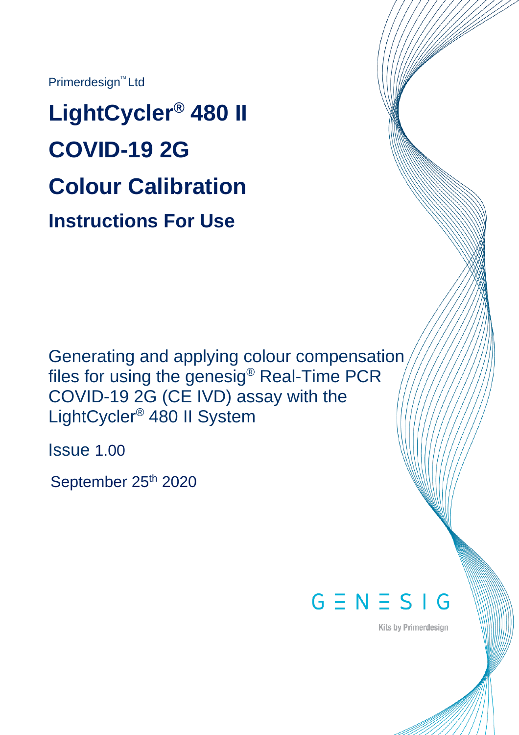Primerdesign™ Ltd

# LightCycler® 480 II

# COVID-19 2G

# Colour Calibration

## Instructions For Use

Generating and applying colour compensation files for using the genesig® Real-Time PCR COVID-19 2G (CE IVD) assay with the LightCycler® 480 II System

Issue 1.00

September 25th 2020

GENESIG

Kits by Primerdesign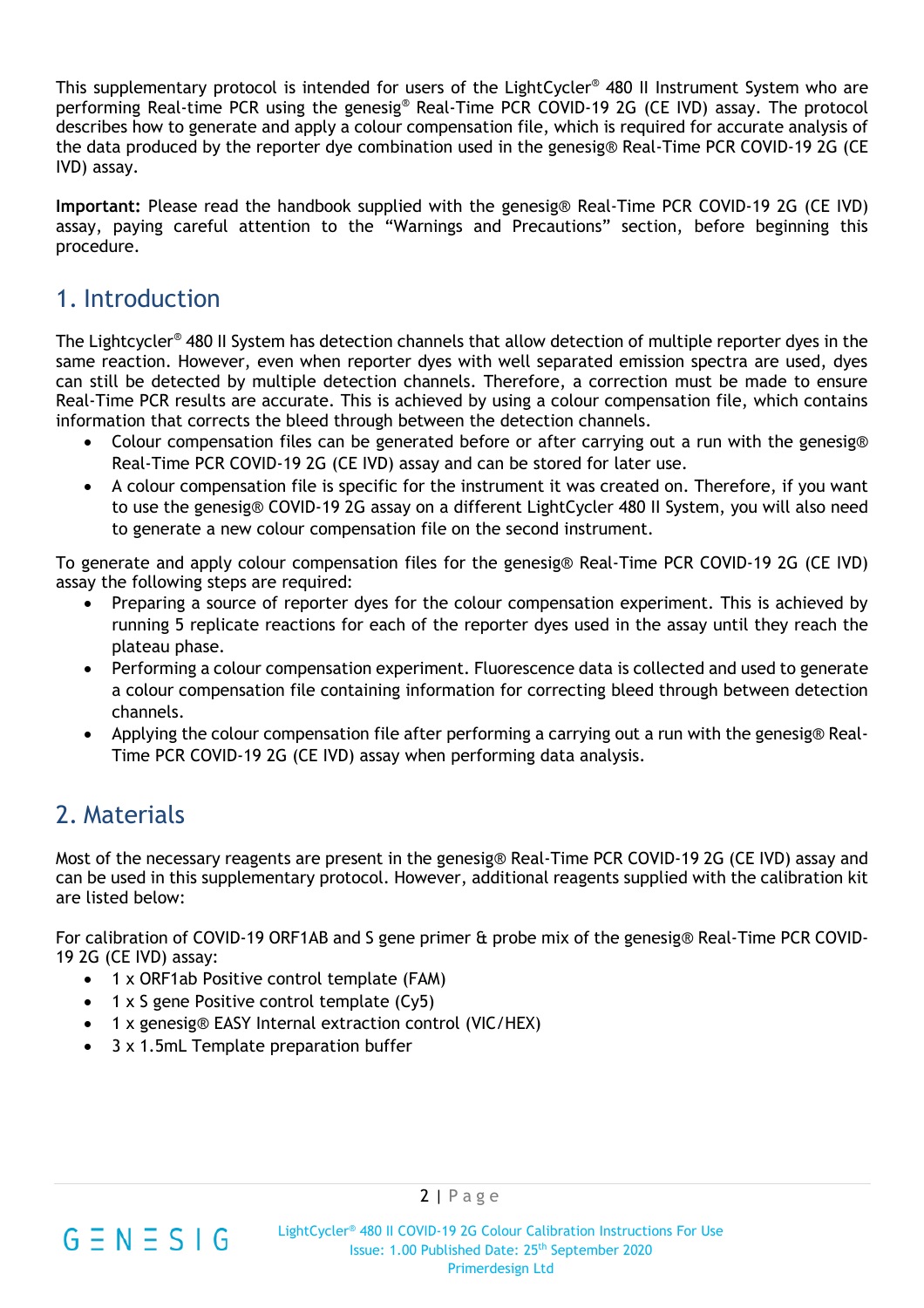This supplementary protocol is intended for users of the LightCycler® 480 II Instrument System who are performing Real-time PCR using the genesig® Real-Time PCR COVID-19 2G (CE IVD) assay. The protocol describes how to generate and apply a colour compensation file, which is required for accurate analysis of the data produced by the reporter dye combination used in the genesig® Real-Time PCR COVID-19 2G (CE IVD) assay.

**Important:** Please read the handbook supplied with the genesig® Real-Time PCR COVID-19 2G (CE IVD) assay, paying careful attention to the "Warnings and Precautions" section, before beginning this procedure.

## 1. Introduction

The Lightcycler® 480 II System has detection channels that allow detection of multiple reporter dyes in the same reaction. However, even when reporter dyes with well separated emission spectra are used, dyes can still be detected by multiple detection channels. Therefore, a correction must be made to ensure Real-Time PCR results are accurate. This is achieved by using a colour compensation file, which contains information that corrects the bleed through between the detection channels.

- Colour compensation files can be generated before or after carrying out a run with the genesig® Real-Time PCR COVID-19 2G (CE IVD) assay and can be stored for later use.
- A colour compensation file is specific for the instrument it was created on. Therefore, if you want to use the genesig® COVID-19 2G assay on a different LightCycler 480 II System, you will also need to generate a new colour compensation file on the second instrument.

To generate and apply colour compensation files for the genesig® Real-Time PCR COVID-19 2G (CE IVD) assay the following steps are required:

- Preparing a source of reporter dyes for the colour compensation experiment. This is achieved by running 5 replicate reactions for each of the reporter dyes used in the assay until they reach the plateau phase.
- Performing a colour compensation experiment. Fluorescence data is collected and used to generate a colour compensation file containing information for correcting bleed through between detection channels.
- Applying the colour compensation file after performing a carrying out a run with the genesig® Real-Time PCR COVID-19 2G (CE IVD) assay when performing data analysis.

## 2. Materials

Most of the necessary reagents are present in the genesig® Real-Time PCR COVID-19 2G (CE IVD) assay and can be used in this supplementary protocol. However, additional reagents supplied with the calibration kit are listed below:

For calibration of COVID-19 ORF1AB and S gene primer & probe mix of the genesig® Real-Time PCR COVID-19 2G (CE IVD) assay:

- 1 x ORF1ab Positive control template (FAM)
- 1 x S gene Positive control template (Cy5)
- 1 x genesig® EASY Internal extraction control (VIC/HEX)
- 3 x 1.5mL Template preparation buffer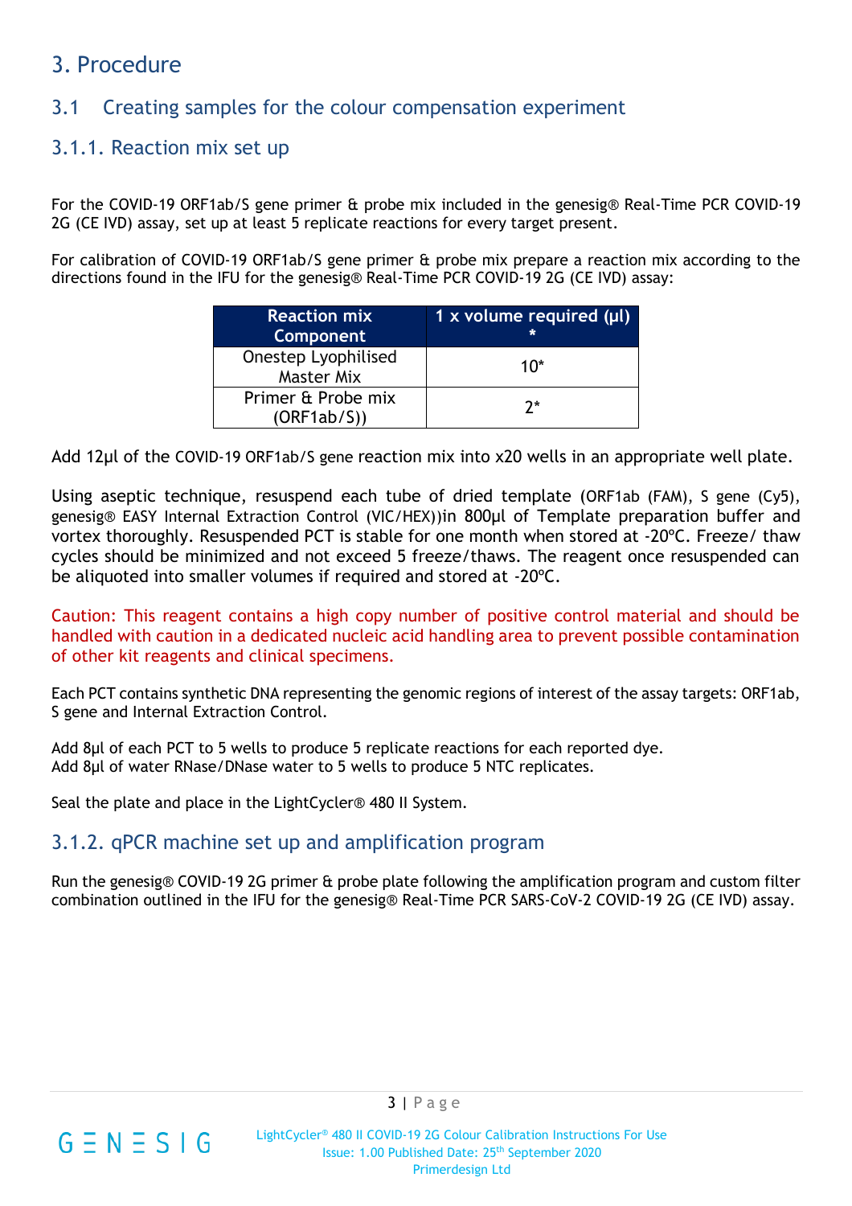# 3. Procedure

## 3.1 Creating samples for the colour compensation experiment

### 3.1.1. Reaction mix set up

For the COVID-19 ORF1ab/S gene primer & probe mix included in the genesig® Real-Time PCR COVID-19 2G (CE IVD) assay, set up at least 5 replicate reactions for every target present.

For calibration of COVID-19 ORF1ab/S gene primer & probe mix prepare a reaction mix according to the directions found in the IFU for the genesig® Real-Time PCR COVID-19 2G (CE IVD) assay:

| Reaction mix Component | 1 x volume required (µl) * |
|---|---|
| Onestep Lyophilised Master Mix | 10* |
| Primer & Probe mix (ORF1ab/S)) | 2* |

Add 12µl of the COVID-19 ORF1ab/S gene reaction mix into x20 wells in an appropriate well plate.

Using aseptic technique, resuspend each tube of dried template (ORF1ab (FAM), S gene (Cy5), genesig® EASY Internal Extraction Control (VIC/HEX))in 800µl of Template preparation buffer and vortex thoroughly. Resuspended PCT is stable for one month when stored at -20ºC. Freeze/ thaw cycles should be minimized and not exceed 5 freeze/thaws. The reagent once resuspended can be aliquoted into smaller volumes if required and stored at -20ºC.

Caution: This reagent contains a high copy number of positive control material and should be handled with caution in a dedicated nucleic acid handling area to prevent possible contamination of other kit reagents and clinical specimens.

Each PCT contains synthetic DNA representing the genomic regions of interest of the assay targets: ORF1ab, S gene and Internal Extraction Control.

Add 8µl of each PCT to 5 wells to produce 5 replicate reactions for each reported dye.
Add 8µl of water RNase/DNase water to 5 wells to produce 5 NTC replicates.

Seal the plate and place in the LightCycler® 480 II System.

### 3.1.2. qPCR machine set up and amplification program

Run the genesig® COVID-19 2G primer & probe plate following the amplification program and custom filter combination outlined in the IFU for the genesig® Real-Time PCR SARS-CoV-2 COVID-19 2G (CE IVD) assay.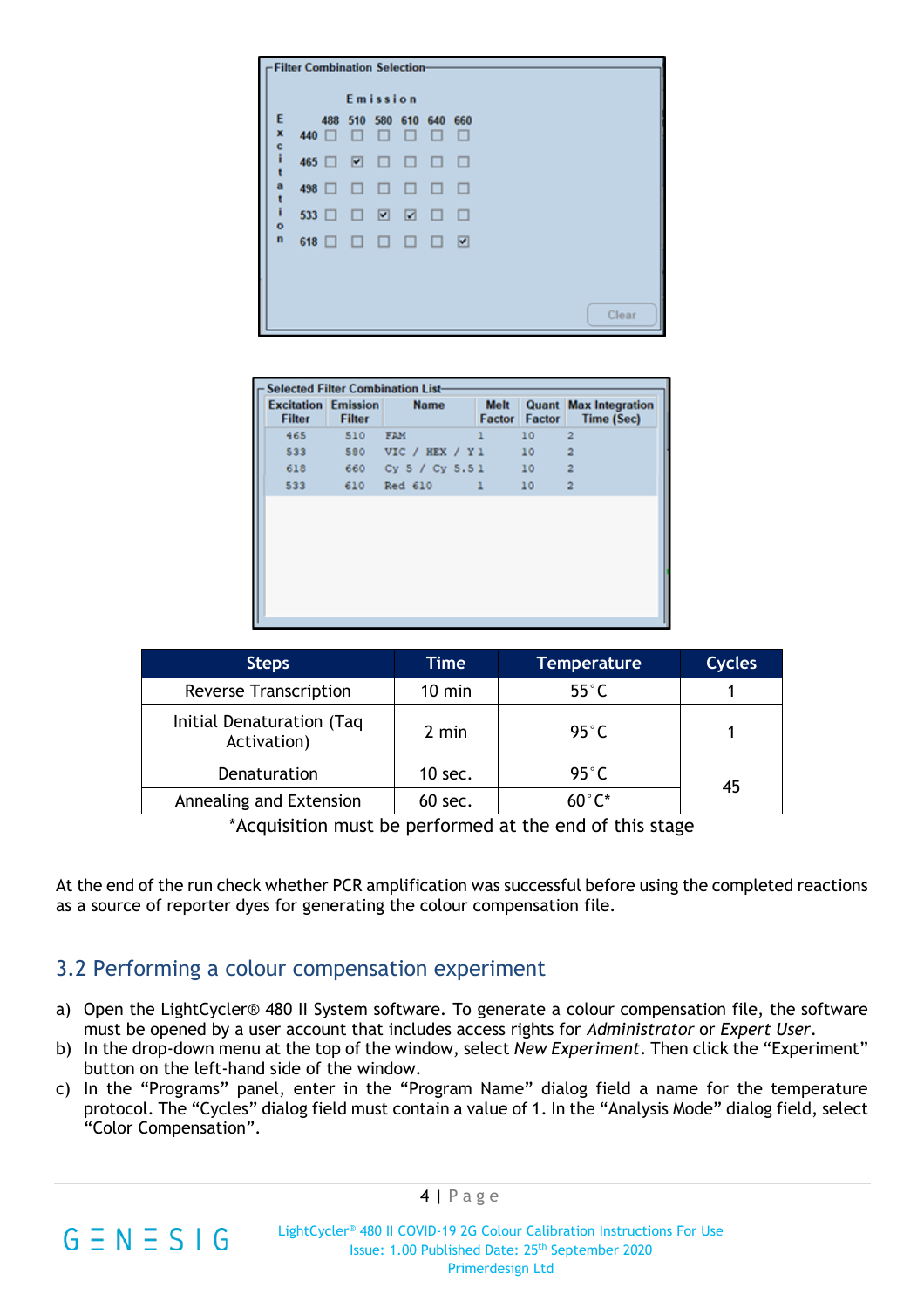**Filter Combination Selection**

| | | Emission | | | | | |
|---|---|---|---|---|---|---|---|
| Excitation | | 488 | 510 | 580 | 610 | 640 | 660 |
| | 440 | ☐ | ☐ | ☐ | ☐ | ☐ | ☐ |
| | 465 | ☐ | ☑ | ☐ | ☐ | ☐ | ☐ |
| | 498 | ☐ | ☐ | ☐ | ☐ | ☐ | ☐ |
| | 533 | ☐ | ☐ | ☑ | ☑ | ☐ | ☐ |
| | 618 | ☐ | ☐ | ☐ | ☐ | ☐ | ☑ |

Clear

**Selected Filter Combination List**

| Excitation Filter | Emission Filter | Name | Melt Factor | Quant Factor | Max Integration Time (Sec) |
|---|---|---|---|---|---|
| 465 | 510 | FAM | 1 | 10 | 2 |
| 533 | 580 | VIC / HEX / Y 1 | | 10 | 2 |
| 618 | 660 | Cy 5 / Cy 5.5 1 | | 10 | 2 |
| 533 | 610 | Red 610 | 1 | 10 | 2 |

| Steps | Time | Temperature | Cycles |
|---|---|---|---|
| Reverse Transcription | 10 min | 55˚C | 1 |
| Initial Denaturation (Taq Activation) | 2 min | 95˚C | 1 |
| Denaturation | 10 sec. | 95˚C | 45 |
| Annealing and Extension | 60 sec. | 60˚C* | |

*Acquisition must be performed at the end of this stage

At the end of the run check whether PCR amplification was successful before using the completed reactions as a source of reporter dyes for generating the colour compensation file.

## 3.2 Performing a colour compensation experiment

a) Open the LightCycler® 480 II System software. To generate a colour compensation file, the software must be opened by a user account that includes access rights for *Administrator* or *Expert User*.
b) In the drop-down menu at the top of the window, select *New Experiment*. Then click the "Experiment" button on the left-hand side of the window.
c) In the "Programs" panel, enter in the "Program Name" dialog field a name for the temperature protocol. The "Cycles" dialog field must contain a value of 1. In the "Analysis Mode" dialog field, select "Color Compensation".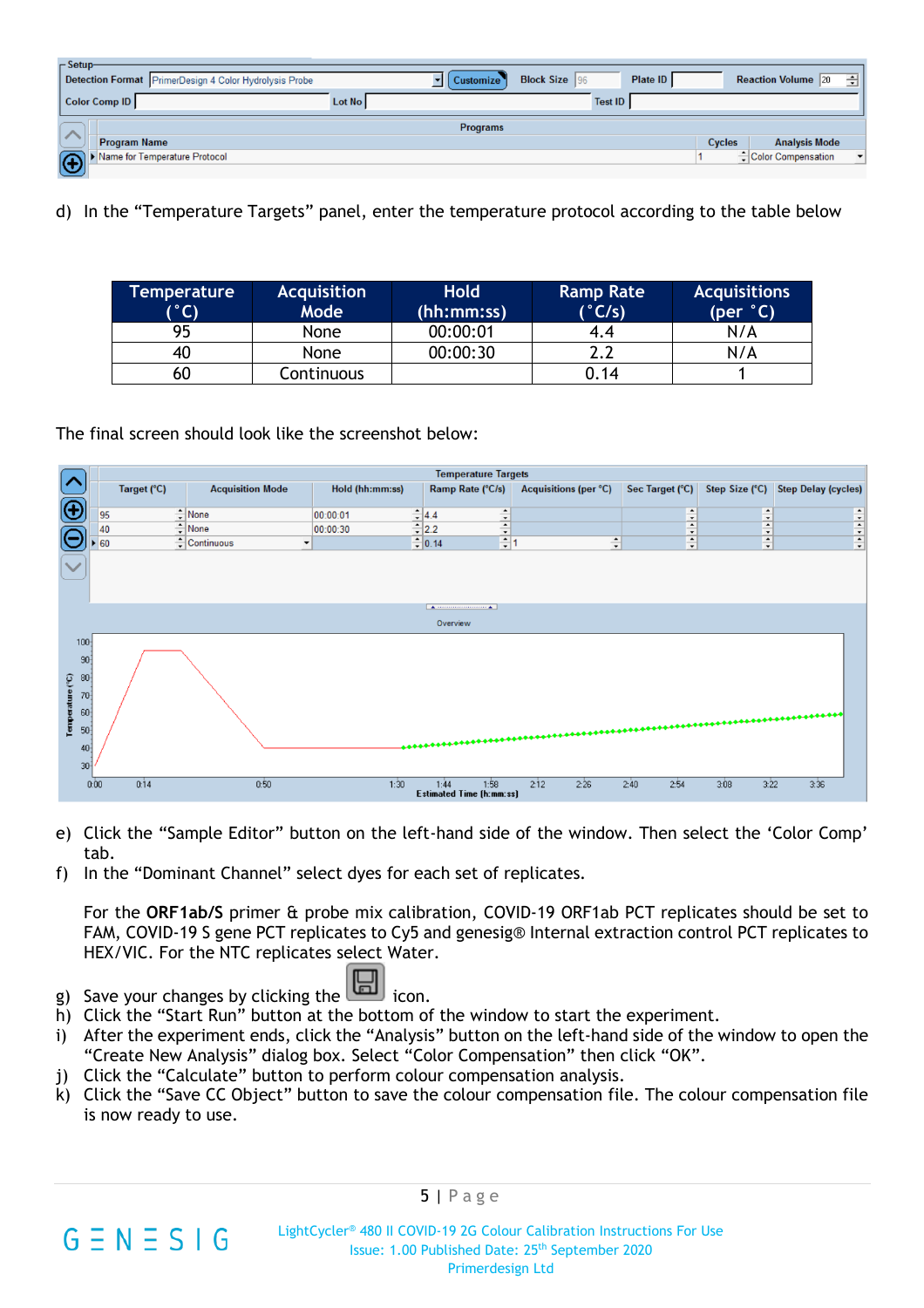d) In the “Temperature Targets” panel, enter the temperature protocol according to the table below

| Temperature (˚C) | Acquisition Mode | Hold (hh:mm:ss) | Ramp Rate (˚C/s) | Acquisitions (per ˚C) |
|---|---|---|---|---|
| 95 | None | 00:00:01 | 4.4 | N/A |
| 40 | None | 00:00:30 | 2.2 | N/A |
| 60 | Continuous | | 0.14 | 1 |

The final screen should look like the screenshot below:

e) Click the “Sample Editor” button on the left-hand side of the window. Then select the ‘Color Comp’ tab.

f) In the “Dominant Channel” select dyes for each set of replicates.

For the **ORF1ab/S** primer & probe mix calibration, COVID-19 ORF1ab PCT replicates should be set to FAM, COVID-19 S gene PCT replicates to Cy5 and genesig® Internal extraction control PCT replicates to HEX/VIC. For the NTC replicates select Water.

g) Save your changes by clicking the icon.

h) Click the “Start Run” button at the bottom of the window to start the experiment.

i) After the experiment ends, click the “Analysis” button on the left-hand side of the window to open the “Create New Analysis” dialog box. Select “Color Compensation” then click “OK”.

j) Click the “Calculate” button to perform colour compensation analysis.

k) Click the “Save CC Object” button to save the colour compensation file. The colour compensation file is now ready to use.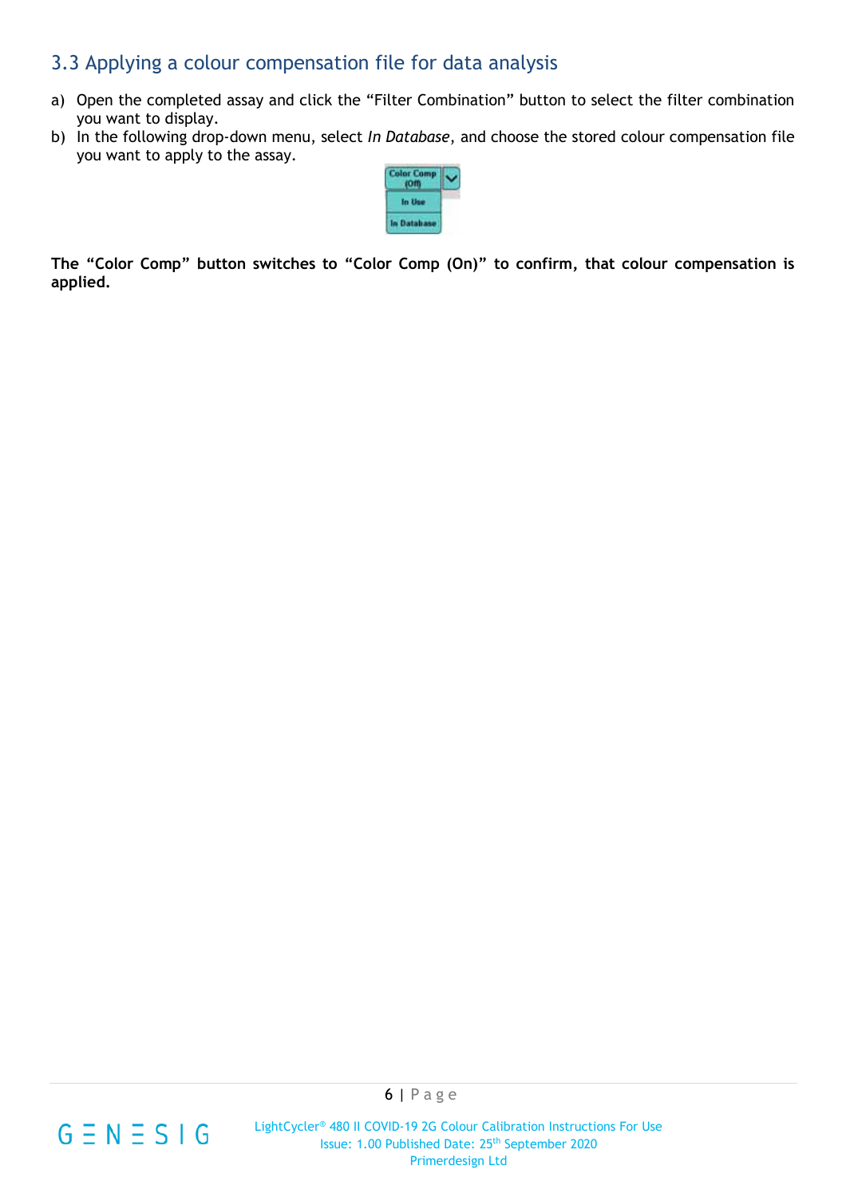## 3.3 Applying a colour compensation file for data analysis

a) Open the completed assay and click the "Filter Combination" button to select the filter combination you want to display.
b) In the following drop-down menu, select *In Database*, and choose the stored colour compensation file you want to apply to the assay.

**The "Color Comp" button switches to "Color Comp (On)" to confirm, that colour compensation is applied.**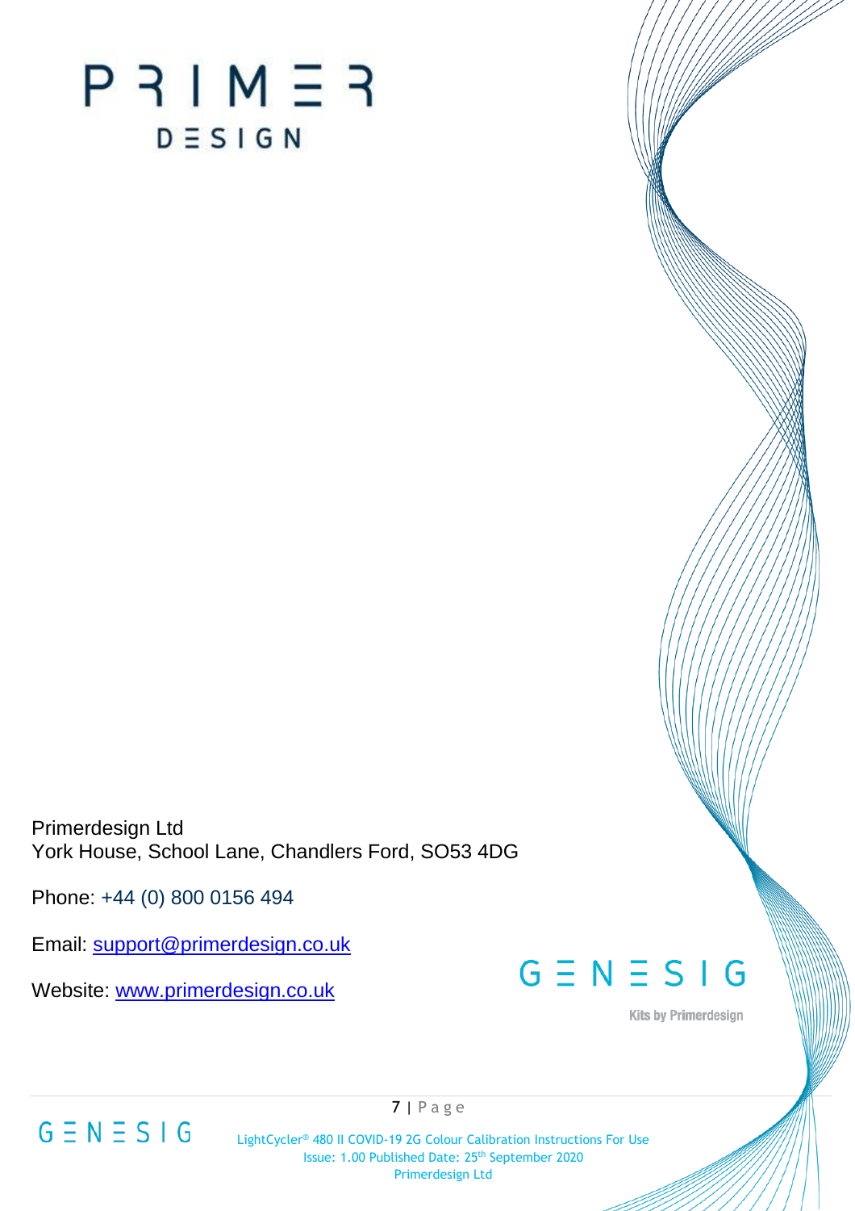PRIMER DESIGN

Primerdesign Ltd
York House, School Lane, Chandlers Ford, SO53 4DG

Phone: +44 (0) 800 0156 494

Email: support@primerdesign.co.uk

Website: www.primerdesign.co.uk

GENESIG

Kits by Primerdesign